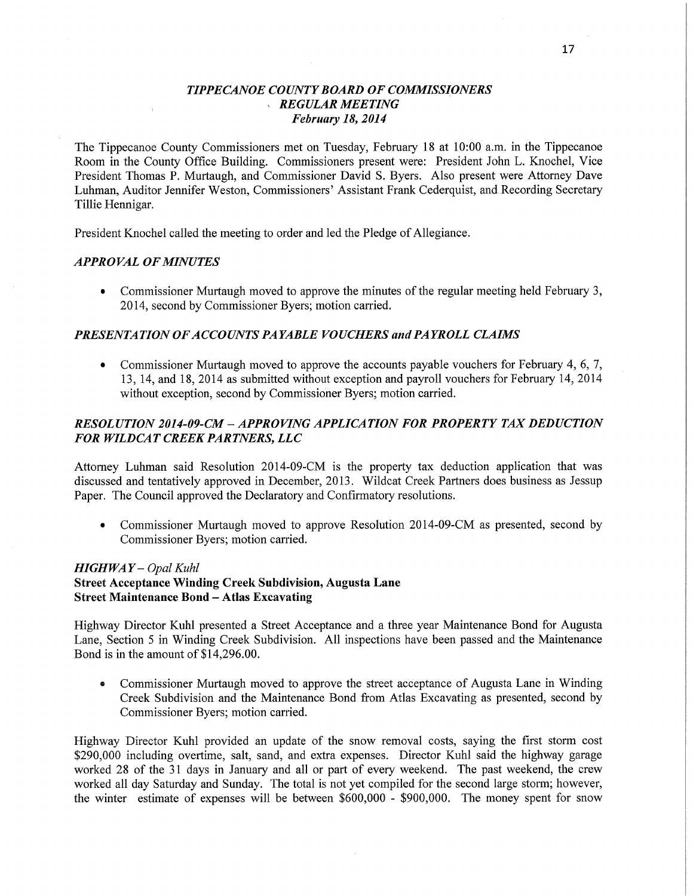*TIPPECANOE COUNTY BOARD OF COMMISSIONERS*
*REGULAR MEETING*
*February 18, 2014*

The Tippecanoe County Commissioners met on Tuesday, February 18 at 10:00 a.m. in the Tippecanoe Room in the County Office Building. Commissioners present were: President John L. Knochel, Vice President Thomas P. Murtaugh, and Commissioner David S. Byers. Also present were Attorney Dave Luhman, Auditor Jennifer Weston, Commissioners' Assistant Frank Cederquist, and Recording Secretary Tillie Hennigar.

President Knochel called the meeting to order and led the Pledge of Allegiance.

### *APPROVAL OF MINUTES*

- Commissioner Murtaugh moved to approve the minutes of the regular meeting held February 3, 2014, second by Commissioner Byers; motion carried.

### *PRESENTATION OF ACCOUNTS PAYABLE VOUCHERS and PAYROLL CLAIMS*

- Commissioner Murtaugh moved to approve the accounts payable vouchers for February 4, 6, 7, 13, 14, and 18, 2014 as submitted without exception and payroll vouchers for February 14, 2014 without exception, second by Commissioner Byers; motion carried.

### *RESOLUTION 2014-09-CM – APPROVING APPLICATION FOR PROPERTY TAX DEDUCTION FOR WILDCAT CREEK PARTNERS, LLC*

Attorney Luhman said Resolution 2014-09-CM is the property tax deduction application that was discussed and tentatively approved in December, 2013. Wildcat Creek Partners does business as Jessup Paper. The Council approved the Declaratory and Confirmatory resolutions.

- Commissioner Murtaugh moved to approve Resolution 2014-09-CM as presented, second by Commissioner Byers; motion carried.

### *HIGHWAY – Opal Kuhl*

**Street Acceptance Winding Creek Subdivision, Augusta Lane**
**Street Maintenance Bond – Atlas Excavating**

Highway Director Kuhl presented a Street Acceptance and a three year Maintenance Bond for Augusta Lane, Section 5 in Winding Creek Subdivision. All inspections have been passed and the Maintenance Bond is in the amount of $14,296.00.

- Commissioner Murtaugh moved to approve the street acceptance of Augusta Lane in Winding Creek Subdivision and the Maintenance Bond from Atlas Excavating as presented, second by Commissioner Byers; motion carried.

Highway Director Kuhl provided an update of the snow removal costs, saying the first storm cost $290,000 including overtime, salt, sand, and extra expenses. Director Kuhl said the highway garage worked 28 of the 31 days in January and all or part of every weekend. The past weekend, the crew worked all day Saturday and Sunday. The total is not yet compiled for the second large storm; however, the winter estimate of expenses will be between $600,000 - $900,000. The money spent for snow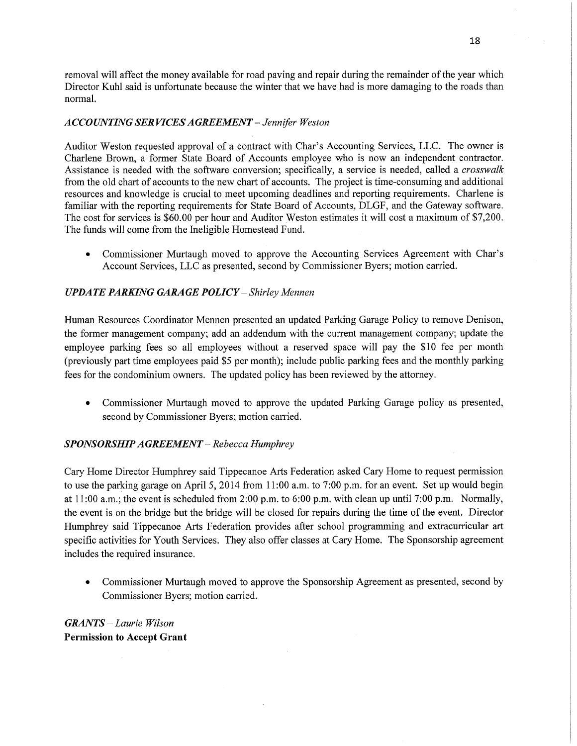removal will affect the money available for road paving and repair during the remainder of the year which Director Kuhl said is unfortunate because the winter that we have had is more damaging to the roads than normal.

### *ACCOUNTING SERVICES AGREEMENT – Jennifer Weston*

Auditor Weston requested approval of a contract with Char's Accounting Services, LLC. The owner is Charlene Brown, a former State Board of Accounts employee who is now an independent contractor. Assistance is needed with the software conversion; specifically, a service is needed, called a *crosswalk* from the old chart of accounts to the new chart of accounts. The project is time-consuming and additional resources and knowledge is crucial to meet upcoming deadlines and reporting requirements. Charlene is familiar with the reporting requirements for State Board of Accounts, DLGF, and the Gateway software. The cost for services is $60.00 per hour and Auditor Weston estimates it will cost a maximum of $7,200. The funds will come from the Ineligible Homestead Fund.

- Commissioner Murtaugh moved to approve the Accounting Services Agreement with Char's Account Services, LLC as presented, second by Commissioner Byers; motion carried.

### *UPDATE PARKING GARAGE POLICY – Shirley Mennen*

Human Resources Coordinator Mennen presented an updated Parking Garage Policy to remove Denison, the former management company; add an addendum with the current management company; update the employee parking fees so all employees without a reserved space will pay the $10 fee per month (previously part time employees paid $5 per month); include public parking fees and the monthly parking fees for the condominium owners. The updated policy has been reviewed by the attorney.

- Commissioner Murtaugh moved to approve the updated Parking Garage policy as presented, second by Commissioner Byers; motion carried.

### *SPONSORSHIP AGREEMENT – Rebecca Humphrey*

Cary Home Director Humphrey said Tippecanoe Arts Federation asked Cary Home to request permission to use the parking garage on April 5, 2014 from 11:00 a.m. to 7:00 p.m. for an event. Set up would begin at 11:00 a.m.; the event is scheduled from 2:00 p.m. to 6:00 p.m. with clean up until 7:00 p.m. Normally, the event is on the bridge but the bridge will be closed for repairs during the time of the event. Director Humphrey said Tippecanoe Arts Federation provides after school programming and extracurricular art specific activities for Youth Services. They also offer classes at Cary Home. The Sponsorship agreement includes the required insurance.

- Commissioner Murtaugh moved to approve the Sponsorship Agreement as presented, second by Commissioner Byers; motion carried.

### *GRANTS – Laurie Wilson*

**Permission to Accept Grant**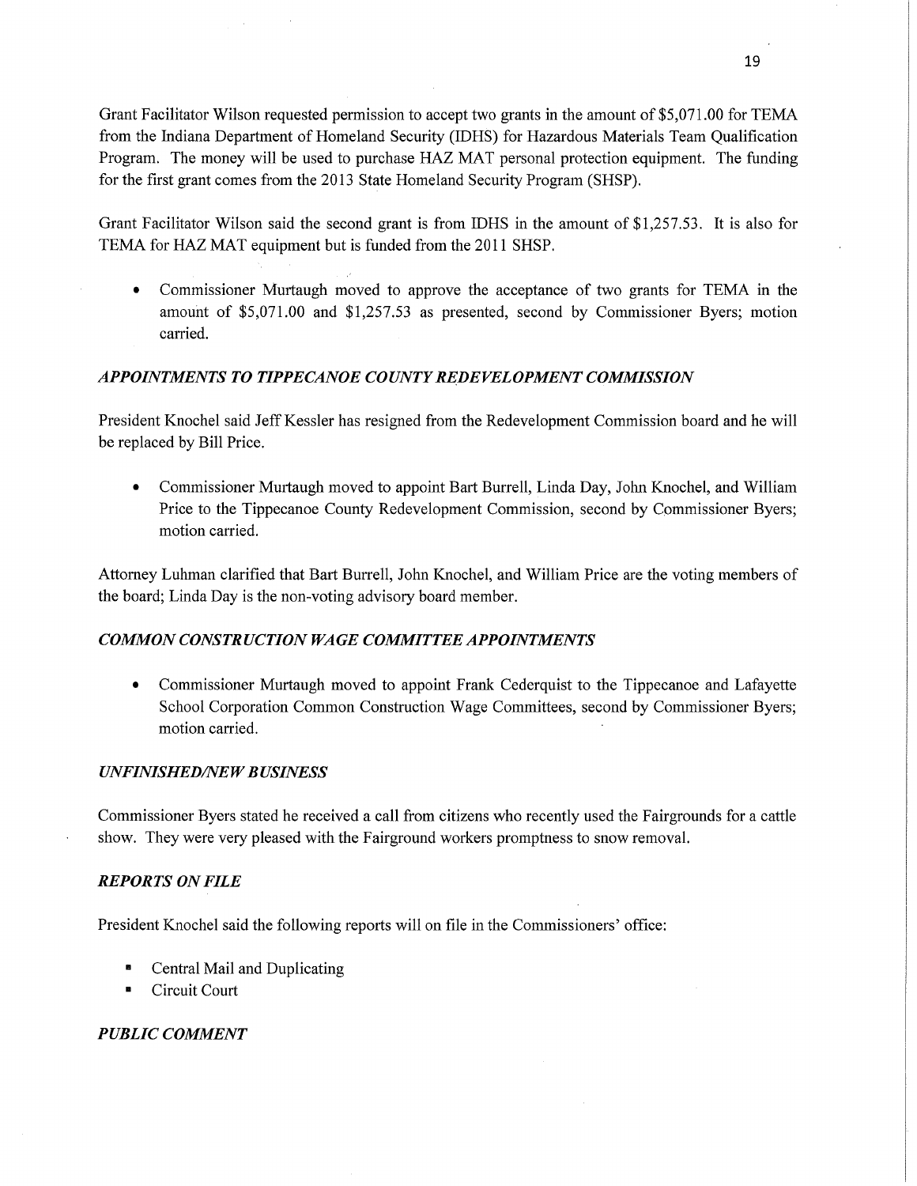Grant Facilitator Wilson requested permission to accept two grants in the amount of $5,071.00 for TEMA from the Indiana Department of Homeland Security (IDHS) for Hazardous Materials Team Qualification Program. The money will be used to purchase HAZ MAT personal protection equipment. The funding for the first grant comes from the 2013 State Homeland Security Program (SHSP).

Grant Facilitator Wilson said the second grant is from IDHS in the amount of $1,257.53. It is also for TEMA for HAZ MAT equipment but is funded from the 2011 SHSP.

- Commissioner Murtaugh moved to approve the acceptance of two grants for TEMA in the amount of $5,071.00 and $1,257.53 as presented, second by Commissioner Byers; motion carried.

### *APPOINTMENTS TO TIPPECANOE COUNTY REDEVELOPMENT COMMISSION*

President Knochel said Jeff Kessler has resigned from the Redevelopment Commission board and he will be replaced by Bill Price.

- Commissioner Murtaugh moved to appoint Bart Burrell, Linda Day, John Knochel, and William Price to the Tippecanoe County Redevelopment Commission, second by Commissioner Byers; motion carried.

Attorney Luhman clarified that Bart Burrell, John Knochel, and William Price are the voting members of the board; Linda Day is the non-voting advisory board member.

### *COMMON CONSTRUCTION WAGE COMMITTEE APPOINTMENTS*

- Commissioner Murtaugh moved to appoint Frank Cederquist to the Tippecanoe and Lafayette School Corporation Common Construction Wage Committees, second by Commissioner Byers; motion carried.

### *UNFINISHED/NEW BUSINESS*

Commissioner Byers stated he received a call from citizens who recently used the Fairgrounds for a cattle show. They were very pleased with the Fairground workers promptness to snow removal.

### *REPORTS ON FILE*

President Knochel said the following reports will on file in the Commissioners' office:

- Central Mail and Duplicating
- Circuit Court

### *PUBLIC COMMENT*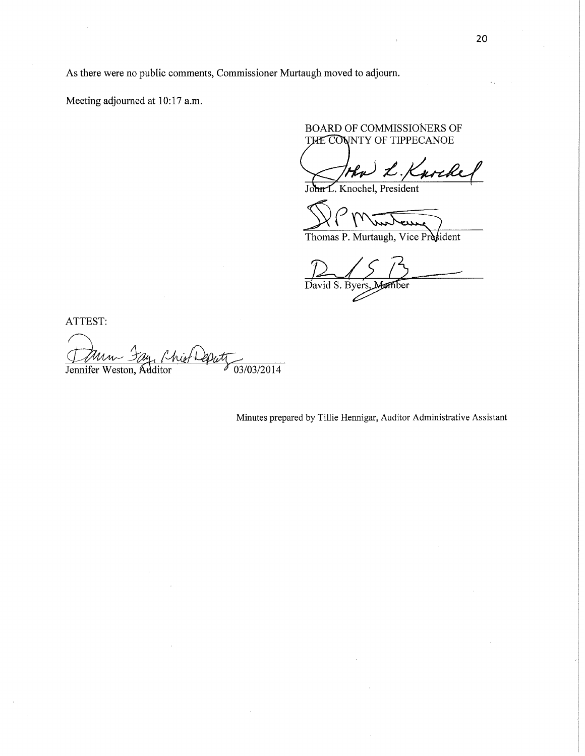As there were no public comments, Commissioner Murtaugh moved to adjourn.

Meeting adjourned at 10:17 a.m.

BOARD OF COMMISSIONERS OF
THE COUNTY OF TIPPECANOE

John L. Knochel, President

Thomas P. Murtaugh, Vice President

David S. Byers, Member

ATTEST:

Dawn Fay, Chief Deputy

Jennifer Weston, Auditor 03/03/2014

Minutes prepared by Tillie Hennigar, Auditor Administrative Assistant